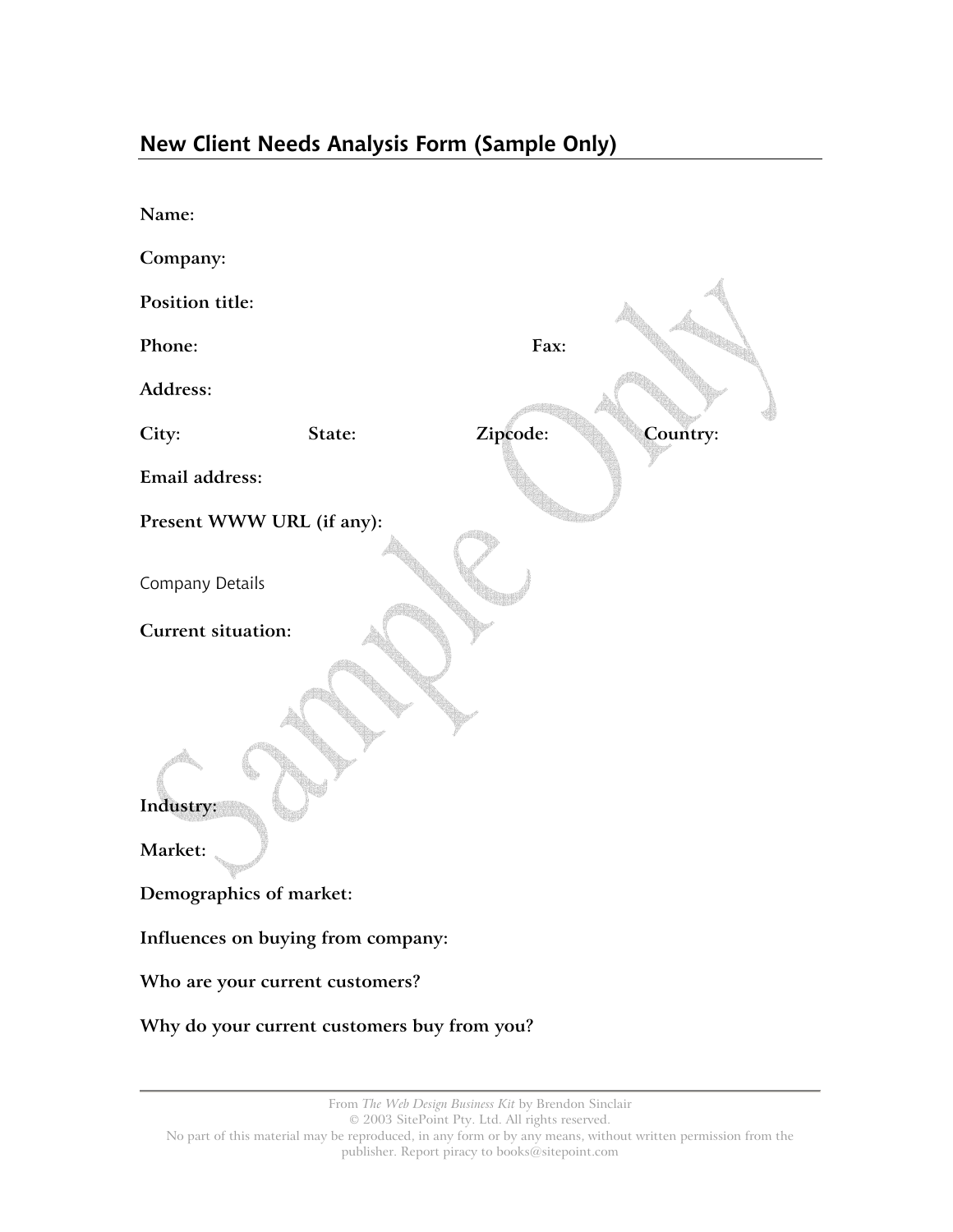## New Client Needs Analysis Form (Sample Only)

**Name:**

**Company:**

**Position title:**

**Phone:** **Fax:**

**Address:**

**City:** **State:** **Zipcode:** **Country:**

**Email address:**

**Present WWW URL (if any):**

Company Details

**Current situation:**

**Industry:**

**Market:**

**Demographics of market:**

**Influences on buying from company:**

**Who are your current customers?**

**Why do your current customers buy from you?**

From *The Web Design Business Kit* by Brendon Sinclair
© 2003 SitePoint Pty. Ltd. All rights reserved.
No part of this material may be reproduced, in any form or by any means, without written permission from the publisher. Report piracy to books@sitepoint.com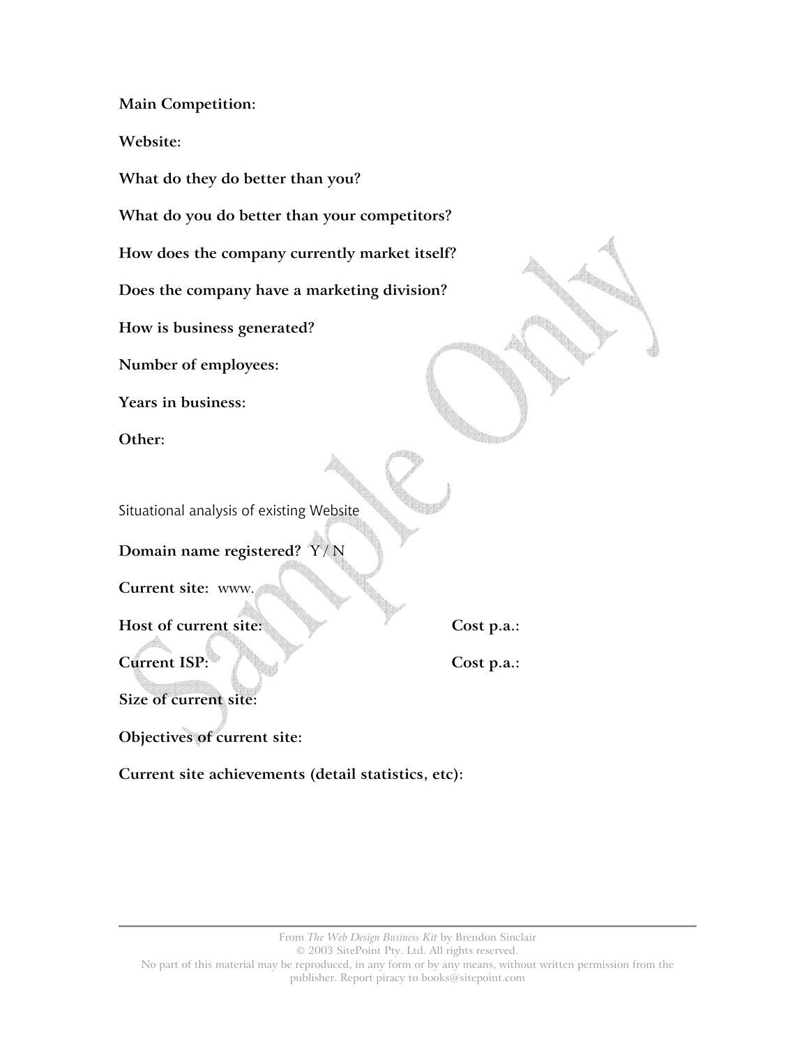**Main Competition:**

**Website:**

**What do they do better than you?**

**What do you do better than your competitors?**

**How does the company currently market itself?**

**Does the company have a marketing division?**

**How is business generated?**

**Number of employees:**

**Years in business:**

**Other:**

## Situational analysis of existing Website

**Domain name registered?** Y / N

**Current site:** www.

**Host of current site:** **Cost p.a.:**

**Current ISP:** **Cost p.a.:**

**Size of current site:**

**Objectives of current site:**

**Current site achievements (detail statistics, etc):**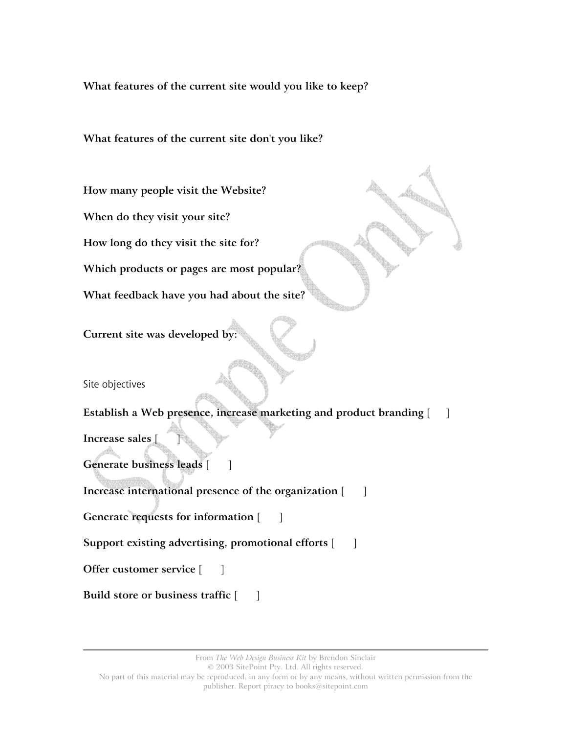**What features of the current site would you like to keep?**

**What features of the current site don't you like?**

**How many people visit the Website?**

**When do they visit your site?**

**How long do they visit the site for?**

**Which products or pages are most popular?**

**What feedback have you had about the site?**

**Current site was developed by:**

Site objectives

**Establish a Web presence, increase marketing and product branding** [ ]

**Increase sales** [ ]

**Generate business leads** [ ]

**Increase international presence of the organization** [ ]

**Generate requests for information** [ ]

**Support existing advertising, promotional efforts** [ ]

**Offer customer service** [ ]

**Build store or business traffic** [ ]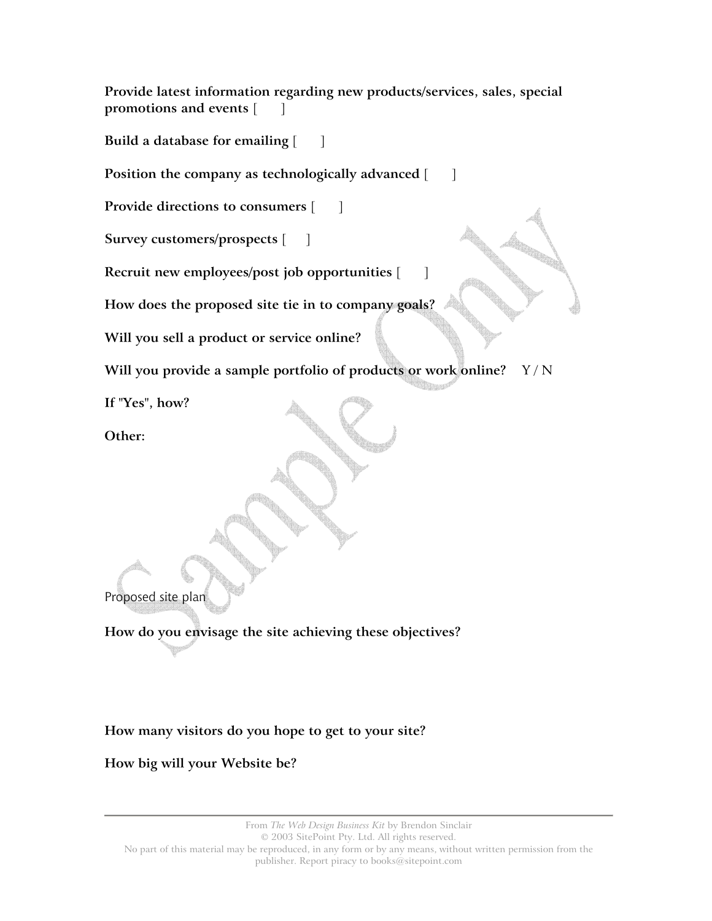**Provide latest information regarding new products/services, sales, special promotions and events** [ ]

**Build a database for emailing** [ ]

**Position the company as technologically advanced** [ ]

**Provide directions to consumers** [ ]

**Survey customers/prospects** [ ]

**Recruit new employees/post job opportunities** [ ]

**How does the proposed site tie in to company goals?**

**Will you sell a product or service online?**

**Will you provide a sample portfolio of products or work online?** Y / N

**If "Yes", how?**

**Other:**

Proposed site plan

**How do you envisage the site achieving these objectives?**

**How many visitors do you hope to get to your site?**

**How big will your Website be?**

From *The Web Design Business Kit* by Brendon Sinclair
© 2003 SitePoint Pty. Ltd. All rights reserved.
No part of this material may be reproduced, in any form or by any means, without written permission from the publisher. Report piracy to books@sitepoint.com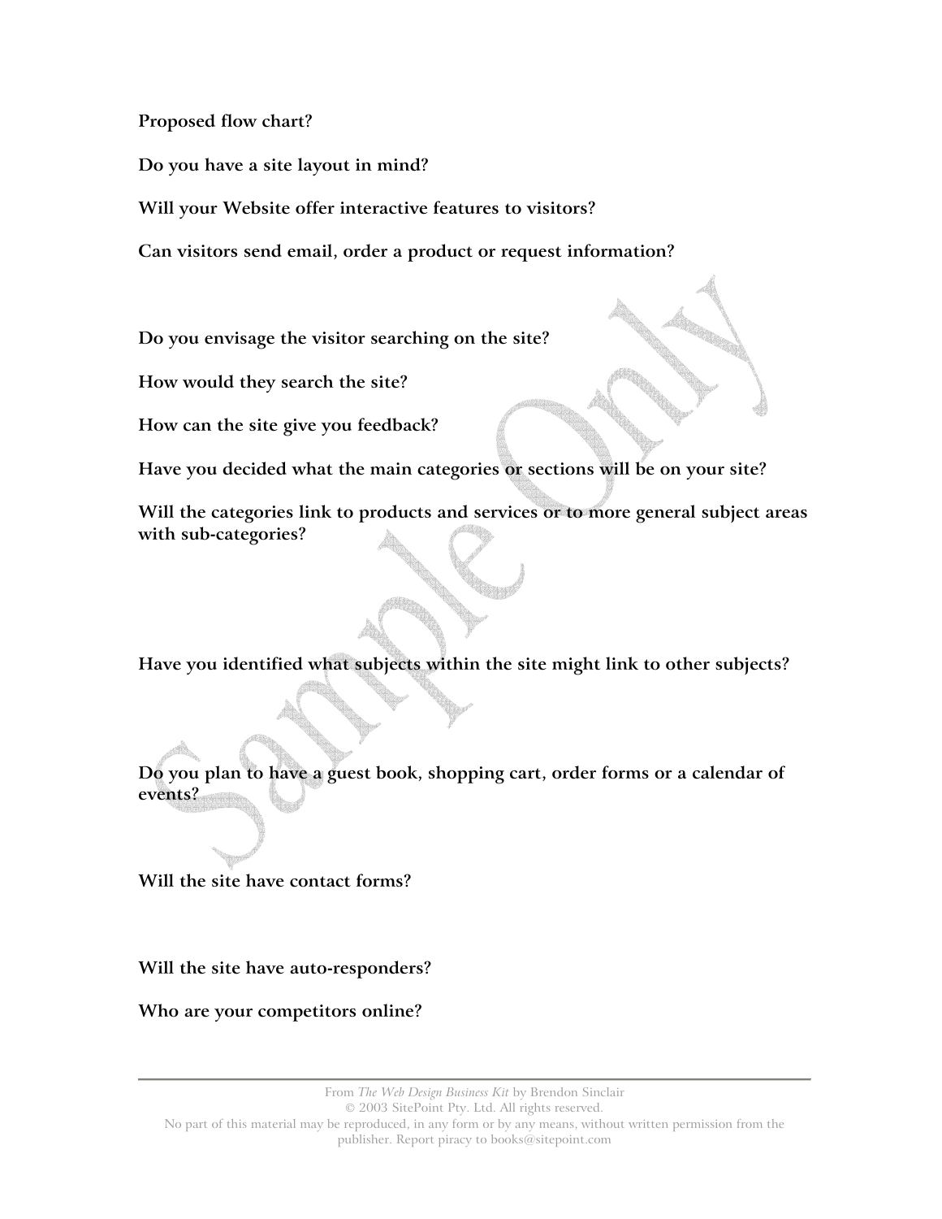**Proposed flow chart?**

**Do you have a site layout in mind?**

**Will your Website offer interactive features to visitors?**

**Can visitors send email, order a product or request information?**

**Do you envisage the visitor searching on the site?**

**How would they search the site?**

**How can the site give you feedback?**

**Have you decided what the main categories or sections will be on your site?**

**Will the categories link to products and services or to more general subject areas with sub-categories?**

**Have you identified what subjects within the site might link to other subjects?**

**Do you plan to have a guest book, shopping cart, order forms or a calendar of events?**

**Will the site have contact forms?**

**Will the site have auto-responders?**

**Who are your competitors online?**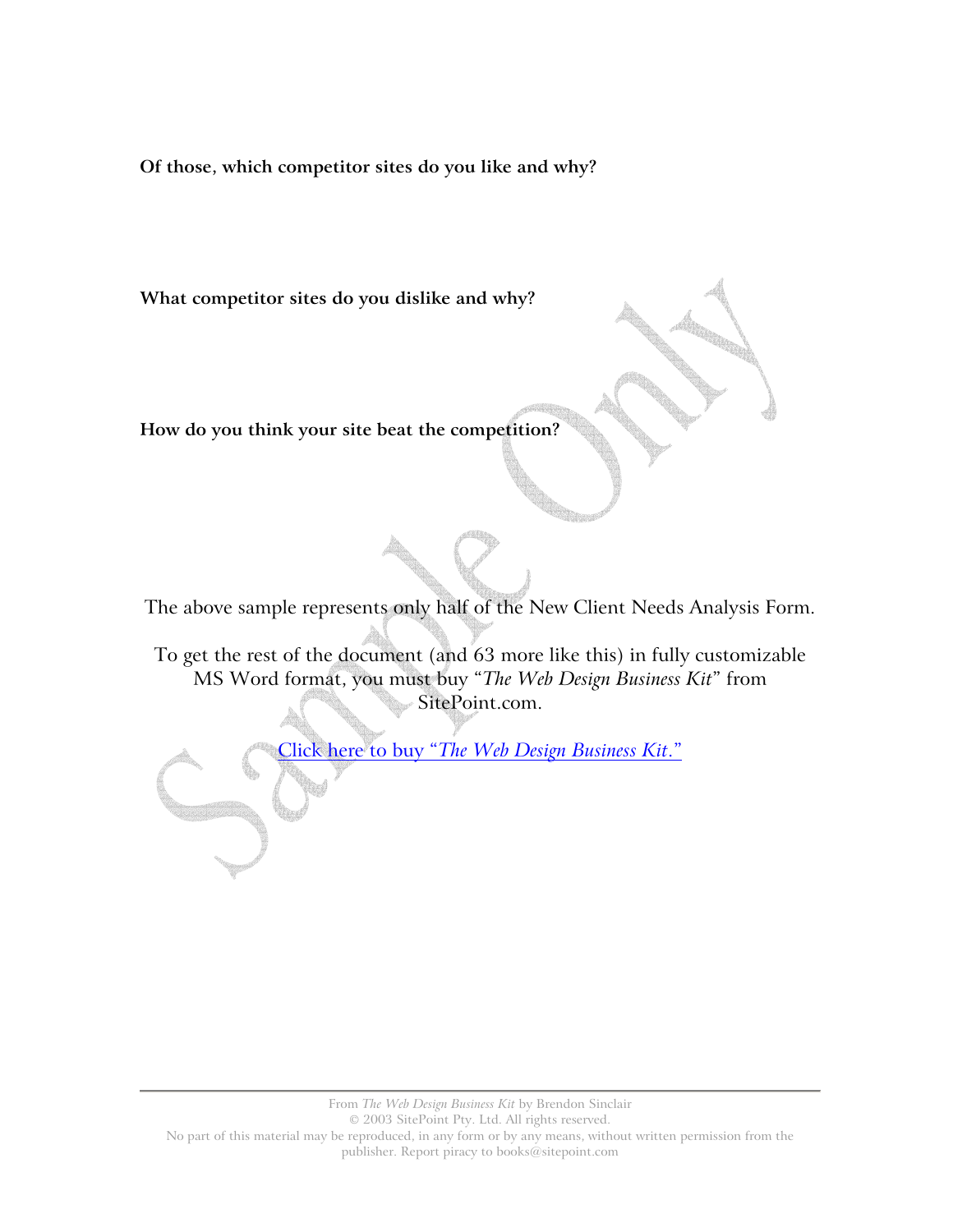**Of those, which competitor sites do you like and why?**

**What competitor sites do you dislike and why?**

**How do you think your site beat the competition?**

The above sample represents only half of the New Client Needs Analysis Form.

To get the rest of the document (and 63 more like this) in fully customizable MS Word format, you must buy "*The Web Design Business Kit*" from SitePoint.com.

Click here to buy "*The Web Design Business Kit*."

From *The Web Design Business Kit* by Brendon Sinclair
© 2003 SitePoint Pty. Ltd. All rights reserved.
No part of this material may be reproduced, in any form or by any means, without written permission from the publisher. Report piracy to books@sitepoint.com